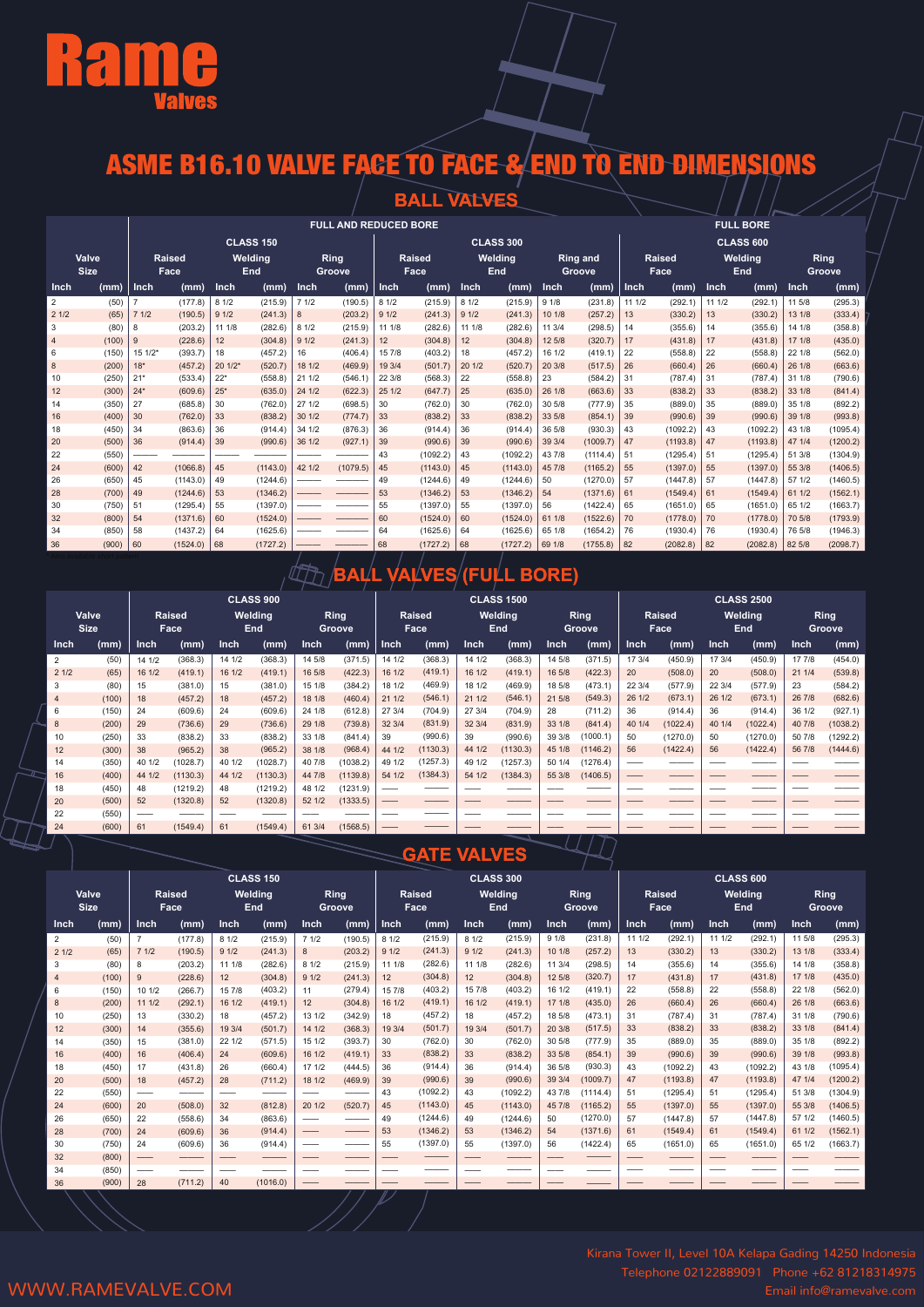# Rame Valves

# ASME B16.10 VALVE FACE TO FACE & END TO END DIMENSIONS

## BALL VALVES

| Valve Size | | FULL AND REDUCED BORE CLASS 150 Raised Face | | Welding End | | Ring Groove | | CLASS 300 Raised Face | | Welding End | | Ring and Groove | | FULL BORE CLASS 600 Raised Face | | Welding End | | Ring Groove | |
|---|---|---|---|---|---|---|---|---|---|---|---|---|---|---|---|---|---|---|---|
| Inch | (mm) | Inch | (mm) | Inch | (mm) | Inch | (mm) | Inch | (mm) | Inch | (mm) | Inch | (mm) | Inch | (mm) | Inch | (mm) | Inch | (mm) |
| 2 | (50) | 7 | (177.8) | 8 1/2 | (215.9) | 7 1/2 | (190.5) | 8 1/2 | (215.9) | 8 1/2 | (215.9) | 9 1/8 | (231.8) | 11 1/2 | (292.1) | 11 1/2 | (292.1) | 11 5/8 | (295.3) |
| 2 1/2 | (65) | 7 1/2 | (190.5) | 9 1/2 | (241.3) | 8 | (203.2) | 9 1/2 | (241.3) | 9 1/2 | (241.3) | 10 1/8 | (257.2) | 13 | (330.2) | 13 | (330.2) | 13 1/8 | (333.4) |
| 3 | (80) | 8 | (203.2) | 11 1/8 | (282.6) | 8 1/2 | (215.9) | 11 1/8 | (282.6) | 11 1/8 | (282.6) | 11 3/4 | (298.5) | 14 | (355.6) | 14 | (355.6) | 14 1/8 | (358.8) |
| 4 | (100) | 9 | (228.6) | 12 | (304.8) | 9 1/2 | (241.3) | 12 | (304.8) | 12 | (304.8) | 12 5/8 | (320.7) | 17 | (431.8) | 17 | (431.8) | 17 1/8 | (435.0) |
| 6 | (150) | 15 1/2* | (393.7) | 18 | (457.2) | 16 | (406.4) | 15 7/8 | (403.2) | 18 | (457.2) | 16 1/2 | (419.1) | 22 | (558.8) | 22 | (558.8) | 22 1/8 | (562.0) |
| 8 | (200) | 18* | (457.2) | 20 1/2* | (520.7) | 18 1/2 | (469.9) | 19 3/4 | (501.7) | 20 1/2 | (520.7) | 20 3/8 | (517.5) | 26 | (660.4) | 26 | (660.4) | 26 1/8 | (663.6) |
| 10 | (250) | 21* | (533.4) | 22* | (558.8) | 21 1/2 | (546.1) | 22 3/8 | (568.3) | 22 | (558.8) | 23 | (584.2) | 31 | (787.4) | 31 | (787.4) | 31 1/8 | (790.6) |
| 12 | (300) | 24* | (609.6) | 25* | (635.0) | 24 1/2 | (622.3) | 25 1/2 | (647.7) | 25 | (635.0) | 26 1/8 | (663.6) | 33 | (838.2) | 33 | (838.2) | 33 1/8 | (841.4) |
| 14 | (350) | 27 | (685.8) | 30 | (762.0) | 27 1/2 | (698.5) | 30 | (762.0) | 30 | (762.0) | 30 5/8 | (777.9) | 35 | (889.0) | 35 | (889.0) | 35 1/8 | (892.2) |
| 16 | (400) | 30 | (762.0) | 33 | (838.2) | 30 1/2 | (774.7) | 33 | (838.2) | 33 | (838.2) | 33 5/8 | (854.1) | 39 | (990.6) | 39 | (990.6) | 39 1/8 | (993.8) |
| 18 | (450) | 34 | (863.6) | 36 | (914.4) | 34 1/2 | (876.3) | 36 | (914.4) | 36 | (914.4) | 36 5/8 | (930.3) | 43 | (1092.2) | 43 | (1092.2) | 43 1/8 | (1095.4) |
| 20 | (500) | 36 | (914.4) | 39 | (990.6) | 36 1/2 | (927.1) | 39 | (990.6) | 39 | (990.6) | 39 3/4 | (1009.7) | 47 | (1193.8) | 47 | (1193.8) | 47 1/4 | (1200.2) |
| 22 | (550) | — | — | — | — | — | — | 43 | (1092.2) | 43 | (1092.2) | 43 7/8 | (1114.4) | 51 | (1295.4) | 51 | (1295.4) | 51 3/8 | (1304.9) |
| 24 | (600) | 42 | (1066.8) | 45 | (1143.0) | 42 1/2 | (1079.5) | 45 | (1143.0) | 45 | (1143.0) | 45 7/8 | (1165.2) | 55 | (1397.0) | 55 | (1397.0) | 55 3/8 | (1406.5) |
| 26 | (650) | 45 | (1143.0) | 49 | (1244.6) | — | — | 49 | (1244.6) | 49 | (1244.6) | 50 | (1270.0) | 57 | (1447.8) | 57 | (1447.8) | 57 1/2 | (1460.5) |
| 28 | (700) | 49 | (1244.6) | 53 | (1346.2) | — | — | 53 | (1346.2) | 53 | (1346.2) | 54 | (1371.6) | 61 | (1549.4) | 61 | (1549.4) | 61 1/2 | (1562.1) |
| 30 | (750) | 51 | (1295.4) | 55 | (1397.0) | — | — | 55 | (1397.0) | 55 | (1397.0) | 56 | (1422.4) | 65 | (1651.0) | 65 | (1651.0) | 65 1/2 | (1663.7) |
| 32 | (800) | 54 | (1371.6) | 60 | (1524.0) | — | — | 60 | (1524.0) | 60 | (1524.0) | 61 1/8 | (1522.6) | 70 | (1778.0) | 70 | (1778.0) | 70 5/8 | (1793.9) |
| 34 | (850) | 58 | (1437.2) | 64 | (1625.6) | — | — | 64 | (1625.6) | 64 | (1625.6) | 65 1/8 | (1654.2) | 76 | (1930.4) | 76 | (1930.4) | 76 5/8 | (1946.3) |
| 36 | (900) | 60 | (1524.0) | 68 | (1727.2) | — | — | 68 | (1727.2) | 68 | (1727.2) | 69 1/8 | (1755.8) | 82 | (2082.8) | 82 | (2082.8) | 82 5/8 | (2098.7) |

## BALL VALVES (FULL BORE)

| Valve Size | | CLASS 900 Raised Face | | Welding End | | Ring Groove | | CLASS 1500 Raised Face | | Welding End | | Ring Groove | | CLASS 2500 Raised Face | | Welding End | | Ring Groove | |
|---|---|---|---|---|---|---|---|---|---|---|---|---|---|---|---|---|---|---|---|
| Inch | (mm) | Inch | (mm) | Inch | (mm) | Inch | (mm) | Inch | (mm) | Inch | (mm) | Inch | (mm) | Inch | (mm) | Inch | (mm) | Inch | (mm) |
| 2 | (50) | 14 1/2 | (368.3) | 14 1/2 | (368.3) | 14 5/8 | (371.5) | 14 1/2 | (368.3) | 14 1/2 | (368.3) | 14 5/8 | (371.5) | 17 3/4 | (450.9) | 17 3/4 | (450.9) | 17 7/8 | (454.0) |
| 2 1/2 | (65) | 16 1/2 | (419.1) | 16 1/2 | (419.1) | 16 5/8 | (422.3) | 16 1/2 | (419.1) | 16 1/2 | (419.1) | 16 5/8 | (422.3) | 20 | (508.0) | 20 | (508.0) | 21 1/4 | (539.8) |
| 3 | (80) | 15 | (381.0) | 15 | (381.0) | 15 1/8 | (384.2) | 18 1/2 | (469.9) | 18 1/2 | (469.9) | 18 5/8 | (473.1) | 22 3/4 | (577.9) | 22 3/4 | (577.9) | 23 | (584.2) |
| 4 | (100) | 18 | (457.2) | 18 | (457.2) | 18 1/8 | (460.4) | 21 1/2 | (546.1) | 21 1/2 | (546.1) | 21 5/8 | (549.3) | 26 1/2 | (673.1) | 26 1/2 | (673.1) | 26 7/8 | (682.6) |
| 6 | (150) | 24 | (609.6) | 24 | (609.6) | 24 1/8 | (612.8) | 27 3/4 | (704.9) | 27 3/4 | (704.9) | 28 | (711.2) | 36 | (914.4) | 36 | (914.4) | 36 1/2 | (927.1) |
| 8 | (200) | 29 | (736.6) | 29 | (736.6) | 29 1/8 | (739.8) | 32 3/4 | (831.9) | 32 3/4 | (831.9) | 33 1/8 | (841.4) | 40 1/4 | (1022.4) | 40 1/4 | (1022.4) | 40 7/8 | (1038.2) |
| 10 | (250) | 33 | (838.2) | 33 | (838.2) | 33 1/8 | (841.4) | 39 | (990.6) | 39 | (990.6) | 39 3/8 | (1000.1) | 50 | (1270.0) | 50 | (1270.0) | 50 7/8 | (1292.2) |
| 12 | (300) | 38 | (965.2) | 38 | (965.2) | 38 1/8 | (968.4) | 44 1/2 | (1130.3) | 44 1/2 | (1130.3) | 45 1/8 | (1146.2) | 56 | (1422.4) | 56 | (1422.4) | 56 7/8 | (1444.6) |
| 14 | (350) | 40 1/2 | (1028.7) | 40 1/2 | (1028.7) | 40 7/8 | (1038.2) | 49 1/2 | (1257.3) | 49 1/2 | (1257.3) | 50 1/4 | (1276.4) | — | — | — | — | — | — |
| 16 | (400) | 44 1/2 | (1130.3) | 44 1/2 | (1130.3) | 44 7/8 | (1139.8) | 54 1/2 | (1384.3) | 54 1/2 | (1384.3) | 55 3/8 | (1406.5) | — | — | — | — | — | — |
| 18 | (450) | 48 | (1219.2) | 48 | (1219.2) | 48 1/2 | (1231.9) | — | — | — | — | — | — | — | — | — | — | — | — |
| 20 | (500) | 52 | (1320.8) | 52 | (1320.8) | 52 1/2 | (1333.5) | — | — | — | — | — | — | — | — | — | — | — | — |
| 22 | (550) | — | — | — | — | — | — | — | — | — | — | — | — | — | — | — | — | — | — |
| 24 | (600) | 61 | (1549.4) | 61 | (1549.4) | 61 3/4 | (1568.5) | — | — | — | — | — | — | — | — | — | — | — | — |

## GATE VALVES

| Valve Size | | CLASS 150 Raised Face | | Welding End | | Ring Groove | | CLASS 300 Raised Face | | Welding End | | Ring Groove | | CLASS 600 Raised Face | | Welding End | | Ring Groove | |
|---|---|---|---|---|---|---|---|---|---|---|---|---|---|---|---|---|---|---|---|
| Inch | (mm) | Inch | (mm) | Inch | (mm) | Inch | (mm) | Inch | (mm) | Inch | (mm) | Inch | (mm) | Inch | (mm) | Inch | (mm) | Inch | (mm) |
| 2 | (50) | 7 | (177.8) | 8 1/2 | (215.9) | 7 1/2 | (190.5) | 8 1/2 | (215.9) | 8 1/2 | (215.9) | 9 1/8 | (231.8) | 11 1/2 | (292.1) | 11 1/2 | (292.1) | 11 5/8 | (295.3) |
| 2 1/2 | (65) | 7 1/2 | (190.5) | 9 1/2 | (241.3) | 8 | (203.2) | 9 1/2 | (241.3) | 9 1/2 | (241.3) | 10 1/8 | (257.2) | 13 | (330.2) | 13 | (330.2) | 13 1/8 | (333.4) |
| 3 | (80) | 8 | (203.2) | 11 1/8 | (282.6) | 8 1/2 | (215.9) | 11 1/8 | (282.6) | 11 1/8 | (282.6) | 11 3/4 | (298.5) | 14 | (355.6) | 14 | (355.6) | 14 1/8 | (358.8) |
| 4 | (100) | 9 | (228.6) | 12 | (304.8) | 9 1/2 | (241.3) | 12 | (304.8) | 12 | (304.8) | 12 5/8 | (320.7) | 17 | (431.8) | 17 | (431.8) | 17 1/8 | (435.0) |
| 6 | (150) | 10 1/2 | (266.7) | 15 7/8 | (403.2) | 11 | (279.4) | 15 7/8 | (403.2) | 15 7/8 | (403.2) | 16 1/2 | (419.1) | 22 | (558.8) | 22 | (558.8) | 22 1/8 | (562.0) |
| 8 | (200) | 11 1/2 | (292.1) | 16 1/2 | (419.1) | 12 | (304.8) | 16 1/2 | (419.1) | 16 1/2 | (419.1) | 17 1/8 | (435.0) | 26 | (660.4) | 26 | (660.4) | 26 1/8 | (663.6) |
| 10 | (250) | 13 | (330.2) | 18 | (457.2) | 13 1/2 | (342.9) | 18 | (457.2) | 18 | (457.2) | 18 5/8 | (473.1) | 31 | (787.4) | 31 | (787.4) | 31 1/8 | (790.6) |
| 12 | (300) | 14 | (355.6) | 19 3/4 | (501.7) | 14 1/2 | (368.3) | 19 3/4 | (501.7) | 19 3/4 | (501.7) | 20 3/8 | (517.5) | 33 | (838.2) | 33 | (838.2) | 33 1/8 | (841.4) |
| 14 | (350) | 15 | (381.0) | 22 1/2 | (571.5) | 15 1/2 | (393.7) | 30 | (762.0) | 30 | (762.0) | 30 5/8 | (777.9) | 35 | (889.0) | 35 | (889.0) | 35 1/8 | (892.2) |
| 16 | (400) | 16 | (406.4) | 24 | (609.6) | 16 1/2 | (419.1) | 33 | (838.2) | 33 | (838.2) | 33 5/8 | (854.1) | 39 | (990.6) | 39 | (990.6) | 39 1/8 | (993.8) |
| 18 | (450) | 17 | (431.8) | 26 | (660.4) | 17 1/2 | (444.5) | 36 | (914.4) | 36 | (914.4) | 36 5/8 | (930.3) | 43 | (1092.2) | 43 | (1092.2) | 43 1/8 | (1095.4) |
| 20 | (500) | 18 | (457.2) | 28 | (711.2) | 18 1/2 | (469.9) | 39 | (990.6) | 39 | (990.6) | 39 3/4 | (1009.7) | 47 | (1193.8) | 47 | (1193.8) | 47 1/4 | (1200.2) |
| 22 | (550) | — | — | — | — | — | — | 43 | (1092.2) | 43 | (1092.2) | 43 7/8 | (1114.4) | 51 | (1295.4) | 51 | (1295.4) | 51 3/8 | (1304.9) |
| 24 | (600) | 20 | (508.0) | 32 | (812.8) | 20 1/2 | (520.7) | 45 | (1143.0) | 45 | (1143.0) | 45 7/8 | (1165.2) | 55 | (1397.0) | 55 | (1397.0) | 55 3/8 | (1406.5) |
| 26 | (650) | 22 | (558.6) | 34 | (863.6) | — | — | 49 | (1244.6) | 49 | (1244.6) | 50 | (1270.0) | 57 | (1447.8) | 57 | (1447.8) | 57 1/2 | (1460.5) |
| 28 | (700) | 24 | (609.6) | 36 | (914.4) | — | — | 53 | (1346.2) | 53 | (1346.2) | 54 | (1371.6) | 61 | (1549.4) | 61 | (1549.4) | 61 1/2 | (1562.1) |
| 30 | (750) | 24 | (609.6) | 36 | (914.4) | — | — | 55 | (1397.0) | 55 | (1397.0) | 56 | (1422.4) | 65 | (1651.0) | 65 | (1651.0) | 65 1/2 | (1663.7) |
| 32 | (800) | — | — | — | — | — | — | — | — | — | — | — | — | — | — | — | — | — | — |
| 34 | (850) | — | — | — | — | — | — | — | — | — | — | — | — | — | — | — | — | — | — |
| 36 | (900) | 28 | (711.2) | 40 | (1016.0) | — | — | — | — | — | — | — | — | — | — | — | — | — | — |

WWW.RAMEVALVE.COM

Kirana Tower II, Level 10A Kelapa Gading 14250 Indonesia
Telephone 02122889091 Phone +62 81218314975
Email info@ramevalve.com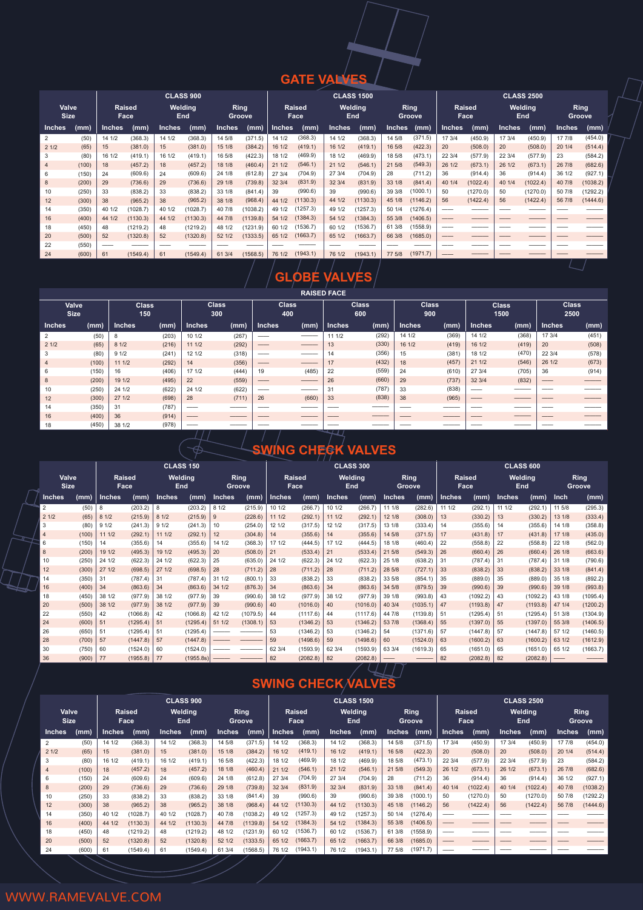# GATE VALVES

| Valve Size | | CLASS 900 | | | | | | CLASS 1500 | | | | | | CLASS 2500 | | | | | |
|---|---|---|---|---|---|---|---|---|---|---|---|---|---|---|---|---|---|---|---|
| | | Raised Face | | Welding End | | Ring Groove | | Raised Face | | Welding End | | Ring Groove | | Raised Face | | Welding End | | Ring Groove | |
| Inches | (mm) | Inches | (mm) | Inches | (mm) | Inches | (mm) | Inches | (mm) | Inches | (mm) | Inches | (mm) | Inches | (mm) | Inches | (mm) | Inches | (mm) |
| 2 | (50) | 14 1/2 | (368.3) | 14 1/2 | (368.3) | 14 5/8 | (371.5) | 14 1/2 | (368.3) | 14 1/2 | (368.3) | 14 5/8 | (371.5) | 17 3/4 | (450.9) | 17 3/4 | (450.9) | 17 7/8 | (454.0) |
| 2 1/2 | (65) | 15 | (381.0) | 15 | (381.0) | 15 1/8 | (384.2) | 16 1/2 | (419.1) | 16 1/2 | (419.1) | 16 5/8 | (422.3) | 20 | (508.0) | 20 | (508.0) | 20 1/4 | (514.4) |
| 3 | (80) | 16 1/2 | (419.1) | 16 1/2 | (419.1) | 16 5/8 | (422.3) | 18 1/2 | (469.9) | 18 1/2 | (469.9) | 18 5/8 | (473.1) | 22 3/4 | (577.9) | 22 3/4 | (577.9) | 23 | (584.2) |
| 4 | (100) | 18 | (457.2) | 18 | (457.2) | 18 1/8 | (460.4) | 21 1/2 | (546.1) | 21 1/2 | (546.1) | 21 5/8 | (549.3) | 26 1/2 | (673.1) | 26 1/2 | (673.1) | 26 7/8 | (682.6) |
| 6 | (150) | 24 | (609.6) | 24 | (609.6) | 24 1/8 | (612.8) | 27 3/4 | (704.9) | 27 3/4 | (704.9) | 28 | (711.2) | 36 | (914.4) | 36 | (914.4) | 36 1/2 | (927.1) |
| 8 | (200) | 29 | (736.6) | 29 | (736.6) | 29 1/8 | (739.8) | 32 3/4 | (831.9) | 32 3/4 | (831.9) | 33 1/8 | (841.4) | 40 1/4 | (1022.4) | 40 1/4 | (1022.4) | 40 7/8 | (1038.2) |
| 10 | (250) | 33 | (838.2) | 33 | (838.2) | 33 1/8 | (841.4) | 39 | (990.6) | 39 | (990.6) | 39 3/8 | (1000.1) | 50 | (1270.0) | 50 | (1270.0) | 50 7/8 | (1292.2) |
| 12 | (300) | 38 | (965.2) | 38 | (965.2) | 38 1/8 | (968.4) | 44 1/2 | (1130.3) | 44 1/2 | (1130.3) | 45 1/8 | (1146.2) | 56 | (1422.4) | 56 | (1422.4) | 56 7/8 | (1444.6) |
| 14 | (350) | 40 1/2 | (1028.7) | 40 1/2 | (1028.7) | 40 7/8 | (1038.2) | 49 1/2 | (1257.3) | 49 1/2 | (1257.3) | 50 1/4 | (1276.4) | — | — | — | — | — | — |
| 16 | (400) | 44 1/2 | (1130.3) | 44 1/2 | (1130.3) | 44 7/8 | (1139.8) | 54 1/2 | (1384.3) | 54 1/2 | (1384.3) | 55 3/8 | (1406.5) | — | — | — | — | — | — |
| 18 | (450) | 48 | (1219.2) | 48 | (1219.2) | 48 1/2 | (1231.9) | 60 1/2 | (1536.7) | 60 1/2 | (1536.7) | 61 3/8 | (1558.9) | — | — | — | — | — | — |
| 20 | (500) | 52 | (1320.8) | 52 | (1320.8) | 52 1/2 | (1333.5) | 65 1/2 | (1663.7) | 65 1/2 | (1663.7) | 66 3/8 | (1685.0) | — | — | — | — | — | — |
| 22 | (550) | — | — | — | — | — | — | — | — | — | — | — | — | — | — | — | — | — | — |
| 24 | (600) | 61 | (1549.4) | 61 | (1549.4) | 61 3/4 | (1568.5) | 76 1/2 | (1943.1) | 76 1/2 | (1943.1) | 77 5/8 | (1971.7) | — | — | — | — | — | — |

# GLOBE VALVES

RAISED FACE

| Valve Size | | Class 150 | | Class 300 | | Class 400 | | Class 600 | | Class 900 | | Class 1500 | | Class 2500 | |
|---|---|---|---|---|---|---|---|---|---|---|---|---|---|---|---|
| Inches | (mm) | Inches | (mm) | Inches | (mm) | Inches | (mm) | Inches | (mm) | Inches | (mm) | Inches | (mm) | Inches | (mm) |
| 2 | (50) | 8 | (203) | 10 1/2 | (267) | — | — | 11 1/2 | (292) | 14 1/2 | (369) | 14 1/2 | (368) | 17 3/4 | (451) |
| 2 1/2 | (65) | 8 1/2 | (216) | 11 1/2 | (292) | — | — | 13 | (330) | 16 1/2 | (419) | 16 1/2 | (419) | 20 | (508) |
| 3 | (80) | 9 1/2 | (241) | 12 1/2 | (318) | — | — | 14 | (356) | 15 | (381) | 18 1/2 | (470) | 22 3/4 | (578) |
| 4 | (100) | 11 1/2 | (292) | 14 | (356) | — | — | 17 | (432) | 18 | (457) | 21 1/2 | (546) | 26 1/2 | (673) |
| 6 | (150) | 16 | (406) | 17 1/2 | (444) | 19 | (485) | 22 | (559) | 24 | (610) | 27 3/4 | (705) | 36 | (914) |
| 8 | (200) | 19 1/2 | (495) | 22 | (559) | — | — | 26 | (660) | 29 | (737) | 32 3/4 | (832) | — | — |
| 10 | (250) | 24 1/2 | (622) | 24 1/2 | (622) | — | — | 31 | (787) | 33 | (838) | — | — | — | — |
| 12 | (300) | 27 1/2 | (698) | 28 | (711) | 26 | (660) | 33 | (838) | 38 | (965) | — | — | — | — |
| 14 | (350) | 31 | (787) | — | — | — | — | — | — | — | — | — | — | — | — |
| 16 | (400) | 36 | (914) | — | — | — | — | — | — | — | — | — | — | — | — |
| 18 | (450) | 38 1/2 | (978) | — | — | — | — | — | — | — | — | — | — | — | — |

# SWING CHECK VALVES

| Valve Size | | CLASS 150 | | | | | | CLASS 300 | | | | | | CLASS 600 | | | | | |
|---|---|---|---|---|---|---|---|---|---|---|---|---|---|---|---|---|---|---|---|
| | | Raised Face | | Welding End | | Ring Groove | | Raised Face | | Welding End | | Ring Groove | | Raised Face | | Welding End | | Ring Groove | |
| Inches | (mm) | Inches | (mm) | Inches | (mm) | Inches | (mm) | Inches | (mm) | Inches | (mm) | Inches | (mm) | Inches | (mm) | Inches | (mm) | Inch | (mm) |
| 2 | (50) | 8 | (203.2) | 8 | (203.2) | 8 1/2 | (215.9) | 10 1/2 | (266.7) | 10 1/2 | (266.7) | 11 1/8 | (282.6) | 11 1/2 | (292.1) | 11 1/2 | (292.1) | 11 5/8 | (295.3) |
| 2 1/2 | (65) | 8 1/2 | (215.9) | 8 1/2 | (215.9) | 9 | (228.6) | 11 1/2 | (292.1) | 11 1/2 | (292.1) | 12 1/8 | (308.0) | 13 | (330.2) | 13 | (330.2) | 13 1/8 | (333.4) |
| 3 | (80) | 9 1/2 | (241.3) | 9 1/2 | (241.3) | 10 | (254.0) | 12 1/2 | (317.5) | 12 1/2 | (317.5) | 13 1/8 | (333.4) | 14 | (355.6) | 14 | (355.6) | 14 1/8 | (358.8) |
| 4 | (100) | 11 1/2 | (292.1) | 11 1/2 | (292.1) | 12 | (304.8) | 14 | (355.6) | 14 | (355.6) | 14 5/8 | (371.5) | 17 | (431.8) | 17 | (431.8) | 17 1/8 | (435.0) |
| 6 | (150) | 14 | (355.6) | 14 | (355.6) | 14 1/2 | (368.3) | 17 1/2 | (444.5) | 17 1/2 | (444.5) | 18 1/8 | (460.4) | 22 | (558.8) | 22 | (558.8) | 22 1/8 | (562.0) |
| 8 | (200) | 19 1/2 | (495.3) | 19 1/2 | (495.3) | 20 | (508.0) | 21 | (533.4) | 21 | (533.4) | 21 5/8 | (549.3) | 26 | (660.4) | 26 | (660.4) | 26 1/8 | (663.6) |
| 10 | (250) | 24 1/2 | (622.3) | 24 1/2 | (622.3) | 25 | (635.0) | 24 1/2 | (622.3) | 24 1/2 | (622.3) | 25 1/8 | (638.2) | 31 | (787.4) | 31 | (787.4) | 31 1/8 | (790.6) |
| 12 | (300) | 27 1/2 | (698.5) | 27 1/2 | (698.5) | 28 | (711.2) | 28 | (711.2) | 28 | (711.2) | 28 5/8 | (727.1) | 33 | (838.2) | 33 | (838.2) | 33 1/8 | (841.4) |
| 14 | (350) | 31 | (787.4) | 31 | (787.4) | 31 1/2 | (800.1) | 33 | (838.2) | 33 | (838.2) | 33 5/8 | (854.1) | 35 | (889.0) | 35 | (889.0) | 35 1/8 | (892.2) |
| 16 | (400) | 34 | (863.6) | 34 | (863.6) | 34 1/2 | (876.3) | 34 | (863.6) | 34 | (863.6) | 34 5/8 | (879.5) | 39 | (990.6) | 39 | (990.6) | 39 1/8 | (993.8) |
| 18 | (450) | 38 1/2 | (977.9) | 38 1/2 | (977.9) | 39 | (990.6) | 38 1/2 | (977.9) | 38 1/2 | (977.9) | 39 1/8 | (993.8) | 43 | (1092.2) | 43 | (1092.2) | 43 1/8 | (1095.4) |
| 20 | (500) | 38 1/2 | (977.9) | 38 1/2 | (977.9) | 39 | (990.6) | 40 | (1016.0) | 40 | (1016.0) | 40 3/4 | (1035.1) | 47 | (1193.8) | 47 | (1193.8) | 47 1/4 | (1200.2) |
| 22 | (550) | 42 | (1066.8) | 42 | (1066.8) | 42 1/2 | (1079.5) | 44 | (1117.6) | 44 | (1117.6) | 44 7/8 | (1139.8) | 51 | (1295.4) | 51 | (1295.4) | 51 3/8 | (1304.9) |
| 24 | (600) | 51 | (1295.4) | 51 | (1295.4) | 51 1/2 | (1308.1) | 53 | (1346.2) | 53 | (1346.2) | 53 7/8 | (1368.4) | 55 | (1397.0) | 55 | (1397.0) | 55 3/8 | (1406.5) |
| 26 | (650) | 51 | (1295.4) | 51 | (1295.4) | — | — | 53 | (1346.2) | 53 | (1346.2) | 54 | (1371.6) | 57 | (1447.8) | 57 | (1447.8) | 57 1/2 | (1460.5) |
| 28 | (700) | 57 | (1447.8) | 57 | (1447.8) | — | — | 59 | (1498.6) | 59 | (1498.6) | 60 | (1524.0) | 63 | (1600.2) | 63 | (1600.2) | 63 1/2 | (1612.9) |
| 30 | (750) | 60 | (1524.0) | 60 | (1524.0) | — | — | 62 3/4 | (1593.9) | 62 3/4 | (1593.9) | 63 3/4 | (1619.3) | 65 | (1651.0) | 65 | (1651.0) | 65 1/2 | (1663.7) |
| 36 | (900) | 77 | (1955.8) | 77 | (1955.8s) | — | — | 82 | (2082.8) | 82 | (2082.8) | — | — | 82 | (2082.8) | 82 | (2082.8) | — | — |

# SWING CHECK VALVES

| Valve Size | | CLASS 900 | | | | | | CLASS 1500 | | | | | | CLASS 2500 | | | | | |
|---|---|---|---|---|---|---|---|---|---|---|---|---|---|---|---|---|---|---|---|
| | | Raised Face | | Welding End | | Ring Groove | | Raised Face | | Welding End | | Ring Groove | | Raised Face | | Welding End | | Ring Groove | |
| Inches | (mm) | Inches | (mm) | Inches | (mm) | Inches | (mm) | Inches | (mm) | Inches | (mm) | Inches | (mm) | Inches | (mm) | Inches | (mm) | Inches | (mm) |
| 2 | (50) | 14 1/2 | (368.3) | 14 1/2 | (368.3) | 14 5/8 | (371.5) | 14 1/2 | (368.3) | 14 1/2 | (368.3) | 14 5/8 | (371.5) | 17 3/4 | (450.9) | 17 3/4 | (450.9) | 17 7/8 | (454.0) |
| 2 1/2 | (65) | 15 | (381.0) | 15 | (381.0) | 15 1/8 | (384.2) | 16 1/2 | (419.1) | 16 1/2 | (419.1) | 16 5/8 | (422.3) | 20 | (508.0) | 20 | (508.0) | 20 1/4 | (514.4) |
| 3 | (80) | 16 1/2 | (419.1) | 16 1/2 | (419.1) | 16 5/8 | (422.3) | 18 1/2 | (469.9) | 18 1/2 | (469.9) | 18 5/8 | (473.1) | 22 3/4 | (577.9) | 22 3/4 | (577.9) | 23 | (584.2) |
| 4 | (100) | 18 | (457.2) | 18 | (457.2) | 18 1/8 | (460.4) | 21 1/2 | (546.1) | 21 1/2 | (546.1) | 21 5/8 | (549.3) | 26 1/2 | (673.1) | 26 1/2 | (673.1) | 26 7/8 | (682.6) |
| 6 | (150) | 24 | (609.6) | 24 | (609.6) | 24 1/8 | (612.8) | 27 3/4 | (704.9) | 27 3/4 | (704.9) | 28 | (711.2) | 36 | (914.4) | 36 | (914.4) | 36 1/2 | (927.1) |
| 8 | (200) | 29 | (736.6) | 29 | (736.6) | 29 1/8 | (739.8) | 32 3/4 | (831.9) | 32 3/4 | (831.9) | 33 1/8 | (841.4) | 40 1/4 | (1022.4) | 40 1/4 | (1022.4) | 40 7/8 | (1038.2) |
| 10 | (250) | 33 | (838.2) | 33 | (838.2) | 33 1/8 | (841.4) | 39 | (990.6) | 39 | (990.6) | 39 3/8 | (1000.1) | 50 | (1270.0) | 50 | (1270.0) | 50 7/8 | (1292.2) |
| 12 | (300) | 38 | (965.2) | 38 | (965.2) | 38 1/8 | (968.4) | 44 1/2 | (1130.3) | 44 1/2 | (1130.3) | 45 1/8 | (1146.2) | 56 | (1422.4) | 56 | (1422.4) | 56 7/8 | (1444.6) |
| 14 | (350) | 40 1/2 | (1028.7) | 40 1/2 | (1028.7) | 40 7/8 | (1038.2) | 49 1/2 | (1257.3) | 49 1/2 | (1257.3) | 50 1/4 | (1276.4) | — | — | — | — | — | — |
| 16 | (400) | 44 1/2 | (1130.3) | 44 1/2 | (1130.3) | 44 7/8 | (1139.8) | 54 1/2 | (1384.3) | 54 1/2 | (1384.3) | 55 3/8 | (1406.5) | — | — | — | — | — | — |
| 18 | (450) | 48 | (1219.2) | 48 | (1219.2) | 48 1/2 | (1231.9) | 60 1/2 | (1536.7) | 60 1/2 | (1536.7) | 61 3/8 | (1558.9) | — | — | — | — | — | — |
| 20 | (500) | 52 | (1320.8) | 52 | (1320.8) | 52 1/2 | (1333.5) | 65 1/2 | (1663.7) | 65 1/2 | (1663.7) | 66 3/8 | (1685.0) | — | — | — | — | — | — |
| 24 | (600) | 61 | (1549.4) | 61 | (1549.4) | 61 3/4 | (1568.5) | 76 1/2 | (1943.1) | 76 1/2 | (1943.1) | 77 5/8 | (1971.7) | — | — | — | — | — | — |

WWW.RAMEVALVE.COM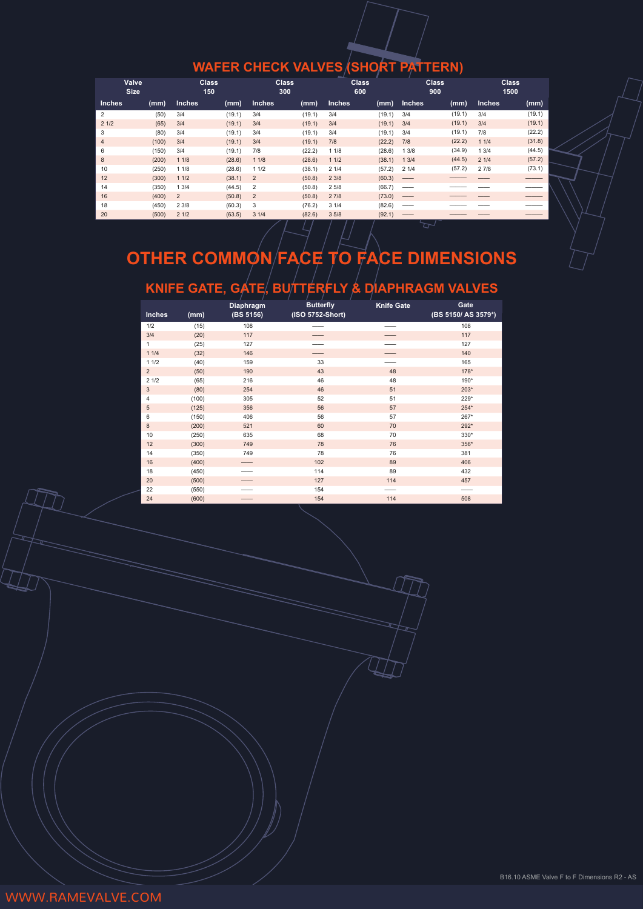## WAFER CHECK VALVES (SHORT PATTERN)

| Valve Size | | Class 150 | | Class 300 | | Class 600 | | Class 900 | | Class 1500 | |
|---|---|---|---|---|---|---|---|---|---|---|---|
| Inches | (mm) | Inches | (mm) | Inches | (mm) | Inches | (mm) | Inches | (mm) | Inches | (mm) |
| 2 | (50) | 3/4 | (19.1) | 3/4 | (19.1) | 3/4 | (19.1) | 3/4 | (19.1) | 3/4 | (19.1) |
| 2 1/2 | (65) | 3/4 | (19.1) | 3/4 | (19.1) | 3/4 | (19.1) | 3/4 | (19.1) | 3/4 | (19.1) |
| 3 | (80) | 3/4 | (19.1) | 3/4 | (19.1) | 3/4 | (19.1) | 3/4 | (19.1) | 7/8 | (22.2) |
| 4 | (100) | 3/4 | (19.1) | 3/4 | (19.1) | 7/8 | (22.2) | 7/8 | (22.2) | 1 1/4 | (31.8) |
| 6 | (150) | 3/4 | (19.1) | 7/8 | (22.2) | 1 1/8 | (28.6) | 1 3/8 | (34.9) | 1 3/4 | (44.5) |
| 8 | (200) | 1 1/8 | (28.6) | 1 1/8 | (28.6) | 1 1/2 | (38.1) | 1 3/4 | (44.5) | 2 1/4 | (57.2) |
| 10 | (250) | 1 1/8 | (28.6) | 1 1/2 | (38.1) | 2 1/4 | (57.2) | 2 1/4 | (57.2) | 2 7/8 | (73.1) |
| 12 | (300) | 1 1/2 | (38.1) | 2 | (50.8) | 2 3/8 | (60.3) | —— | —— | —— | —— |
| 14 | (350) | 1 3/4 | (44.5) | 2 | (50.8) | 2 5/8 | (66.7) | —— | —— | —— | —— |
| 16 | (400) | 2 | (50.8) | 2 | (50.8) | 2 7/8 | (73.0) | —— | —— | —— | —— |
| 18 | (450) | 2 3/8 | (60.3) | 3 | (76.2) | 3 1/4 | (82.6) | —— | —— | —— | —— |
| 20 | (500) | 2 1/2 | (63.5) | 3 1/4 | (82.6) | 3 5/8 | (92.1) | —— | —— | —— | —— |

# OTHER COMMON FACE TO FACE DIMENSIONS

## KNIFE GATE, GATE, BUTTERFLY & DIAPHRAGM VALVES

| Inches | (mm) | Diaphragm (BS 5156) | Butterfly (ISO 5752-Short) | Knife Gate | Gate (BS 5150/ AS 3579*) |
|---|---|---|---|---|---|
| 1/2 | (15) | 108 | —— | —— | 108 |
| 3/4 | (20) | 117 | —— | —— | 117 |
| 1 | (25) | 127 | —— | —— | 127 |
| 1 1/4 | (32) | 146 | —— | —— | 140 |
| 1 1/2 | (40) | 159 | 33 | —— | 165 |
| 2 | (50) | 190 | 43 | 48 | 178* |
| 2 1/2 | (65) | 216 | 46 | 48 | 190* |
| 3 | (80) | 254 | 46 | 51 | 203* |
| 4 | (100) | 305 | 52 | 51 | 229* |
| 5 | (125) | 356 | 56 | 57 | 254* |
| 6 | (150) | 406 | 56 | 57 | 267* |
| 8 | (200) | 521 | 60 | 70 | 292* |
| 10 | (250) | 635 | 68 | 70 | 330* |
| 12 | (300) | 749 | 78 | 76 | 356* |
| 14 | (350) | 749 | 78 | 76 | 381 |
| 16 | (400) | —— | 102 | 89 | 406 |
| 18 | (450) | —— | 114 | 89 | 432 |
| 20 | (500) | —— | 127 | 114 | 457 |
| 22 | (550) | —— | 154 | —— | —— |
| 24 | (600) | —— | 154 | 114 | 508 |

B16.10 ASME Valve F to F Dimensions R2 - AS

WWW.RAMEVALVE.COM